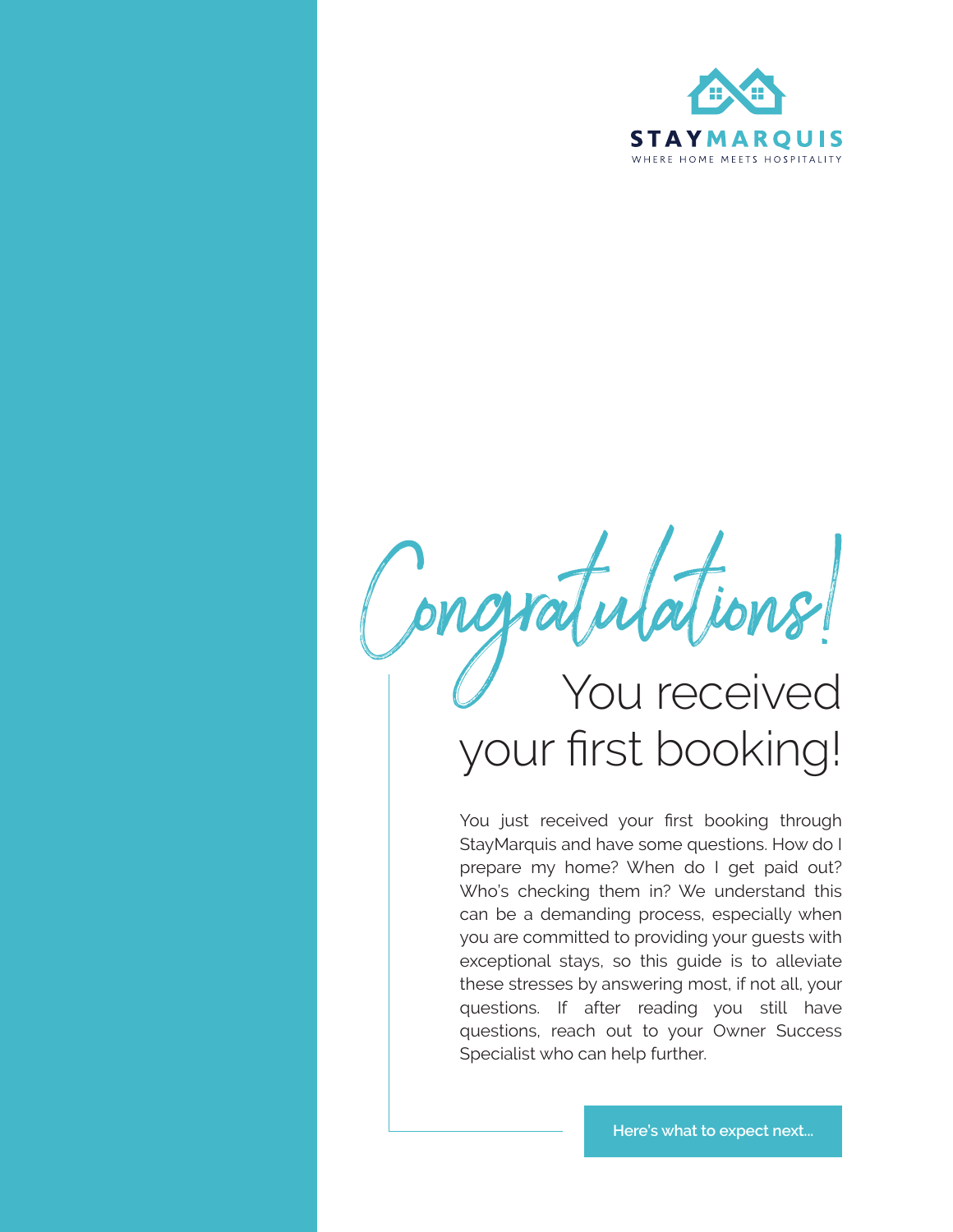STAYMARQUIS

WHERE HOME MEETS HOSPITALITY

# Congratulations!

## You received your first booking!

You just received your first booking through StayMarquis and have some questions. How do I prepare my home? When do I get paid out? Who's checking them in? We understand this can be a demanding process, especially when you are committed to providing your guests with exceptional stays, so this guide is to alleviate these stresses by answering most, if not all, your questions. If after reading you still have questions, reach out to your Owner Success Specialist who can help further.

**Here's what to expect next...**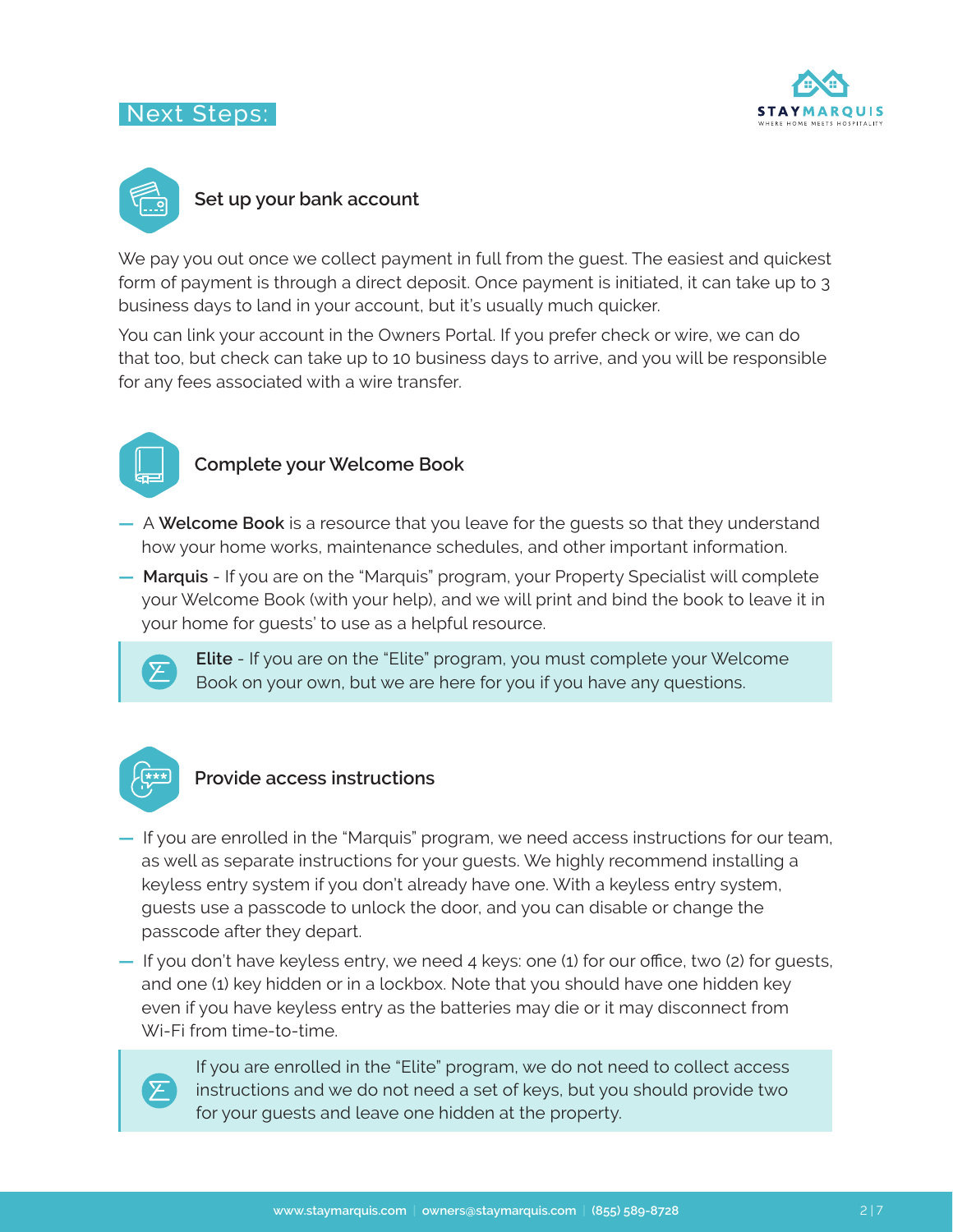# Next Steps:

## Set up your bank account

We pay you out once we collect payment in full from the guest. The easiest and quickest form of payment is through a direct deposit. Once payment is initiated, it can take up to 3 business days to land in your account, but it's usually much quicker.

You can link your account in the Owners Portal. If you prefer check or wire, we can do that too, but check can take up to 10 business days to arrive, and you will be responsible for any fees associated with a wire transfer.

## Complete your Welcome Book

- A **Welcome Book** is a resource that you leave for the guests so that they understand how your home works, maintenance schedules, and other important information.
- **Marquis** - If you are on the "Marquis" program, your Property Specialist will complete your Welcome Book (with your help), and we will print and bind the book to leave it in your home for guests' to use as a helpful resource.

> **Elite** - If you are on the "Elite" program, you must complete your Welcome Book on your own, but we are here for you if you have any questions.

## Provide access instructions

- If you are enrolled in the "Marquis" program, we need access instructions for our team, as well as separate instructions for your guests. We highly recommend installing a keyless entry system if you don't already have one. With a keyless entry system, guests use a passcode to unlock the door, and you can disable or change the passcode after they depart.
- If you don't have keyless entry, we need 4 keys: one (1) for our office, two (2) for guests, and one (1) key hidden or in a lockbox. Note that you should have one hidden key even if you have keyless entry as the batteries may die or it may disconnect from Wi-Fi from time-to-time.

> If you are enrolled in the "Elite" program, we do not need to collect access instructions and we do not need a set of keys, but you should provide two for your guests and leave one hidden at the property.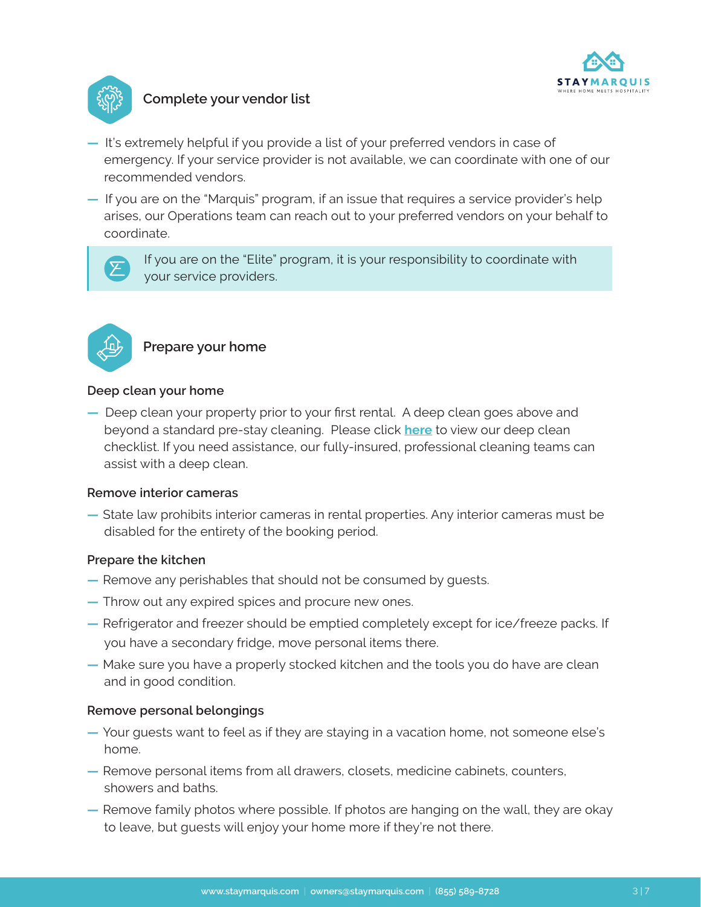## Complete your vendor list

- It's extremely helpful if you provide a list of your preferred vendors in case of emergency. If your service provider is not available, we can coordinate with one of our recommended vendors.
- If you are on the "Marquis" program, if an issue that requires a service provider's help arises, our Operations team can reach out to your preferred vendors on your behalf to coordinate.

> If you are on the "Elite" program, it is your responsibility to coordinate with your service providers.

## Prepare your home

### Deep clean your home

- Deep clean your property prior to your first rental. A deep clean goes above and beyond a standard pre-stay cleaning. Please click **here** to view our deep clean checklist. If you need assistance, our fully-insured, professional cleaning teams can assist with a deep clean.

### Remove interior cameras

- State law prohibits interior cameras in rental properties. Any interior cameras must be disabled for the entirety of the booking period.

### Prepare the kitchen

- Remove any perishables that should not be consumed by guests.
- Throw out any expired spices and procure new ones.
- Refrigerator and freezer should be emptied completely except for ice/freeze packs. If you have a secondary fridge, move personal items there.
- Make sure you have a properly stocked kitchen and the tools you do have are clean and in good condition.

### Remove personal belongings

- Your guests want to feel as if they are staying in a vacation home, not someone else's home.
- Remove personal items from all drawers, closets, medicine cabinets, counters, showers and baths.
- Remove family photos where possible. If photos are hanging on the wall, they are okay to leave, but guests will enjoy your home more if they're not there.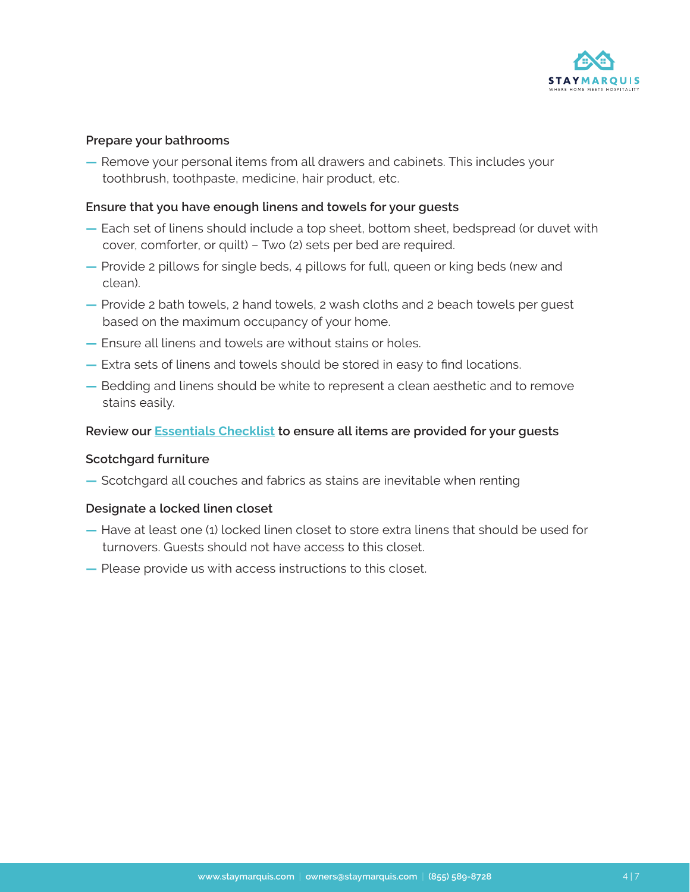### Prepare your bathrooms

- Remove your personal items from all drawers and cabinets. This includes your toothbrush, toothpaste, medicine, hair product, etc.

### Ensure that you have enough linens and towels for your guests

- Each set of linens should include a top sheet, bottom sheet, bedspread (or duvet with cover, comforter, or quilt) – Two (2) sets per bed are required.
- Provide 2 pillows for single beds, 4 pillows for full, queen or king beds (new and clean).
- Provide 2 bath towels, 2 hand towels, 2 wash cloths and 2 beach towels per guest based on the maximum occupancy of your home.
- Ensure all linens and towels are without stains or holes.
- Extra sets of linens and towels should be stored in easy to find locations.
- Bedding and linens should be white to represent a clean aesthetic and to remove stains easily.

### Review our Essentials Checklist to ensure all items are provided for your guests

### Scotchgard furniture

- Scotchgard all couches and fabrics as stains are inevitable when renting

### Designate a locked linen closet

- Have at least one (1) locked linen closet to store extra linens that should be used for turnovers. Guests should not have access to this closet.
- Please provide us with access instructions to this closet.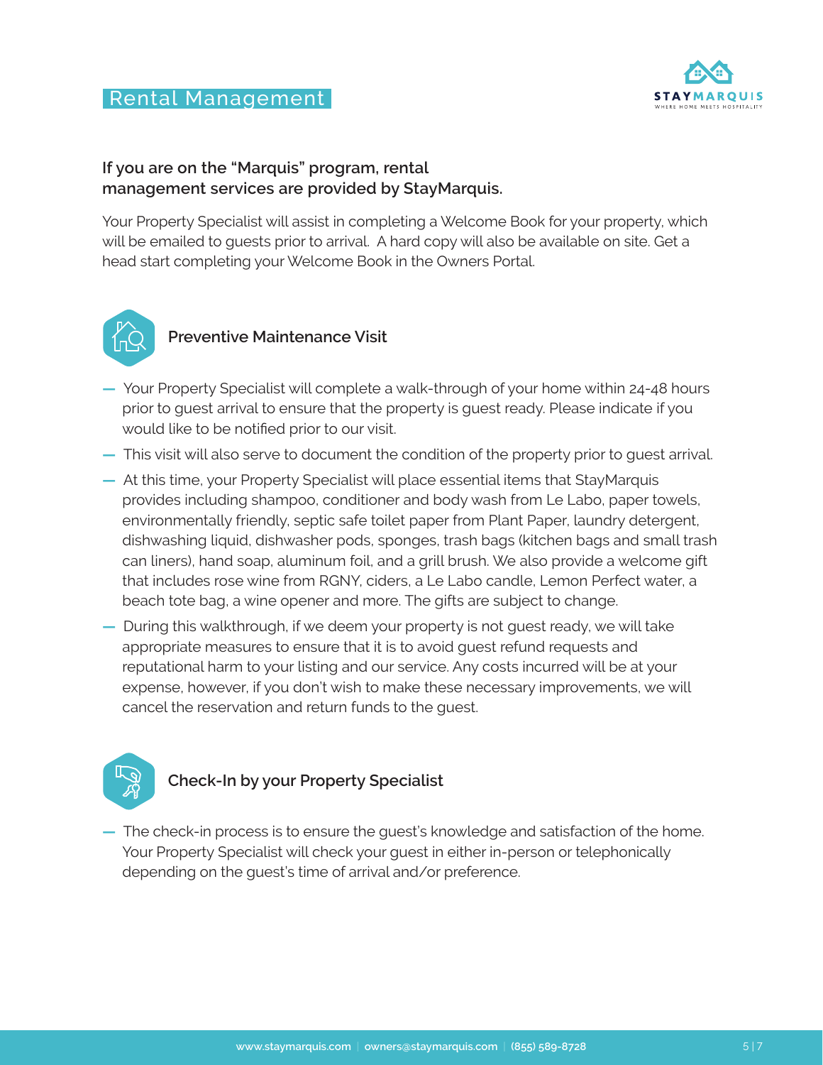# Rental Management

**If you are on the "Marquis" program, rental management services are provided by StayMarquis.**

Your Property Specialist will assist in completing a Welcome Book for your property, which will be emailed to guests prior to arrival. A hard copy will also be available on site. Get a head start completing your Welcome Book in the Owners Portal.

## Preventive Maintenance Visit

- Your Property Specialist will complete a walk-through of your home within 24-48 hours prior to guest arrival to ensure that the property is guest ready. Please indicate if you would like to be notified prior to our visit.
- This visit will also serve to document the condition of the property prior to guest arrival.
- At this time, your Property Specialist will place essential items that StayMarquis provides including shampoo, conditioner and body wash from Le Labo, paper towels, environmentally friendly, septic safe toilet paper from Plant Paper, laundry detergent, dishwashing liquid, dishwasher pods, sponges, trash bags (kitchen bags and small trash can liners), hand soap, aluminum foil, and a grill brush. We also provide a welcome gift that includes rose wine from RGNY, ciders, a Le Labo candle, Lemon Perfect water, a beach tote bag, a wine opener and more. The gifts are subject to change.
- During this walkthrough, if we deem your property is not guest ready, we will take appropriate measures to ensure that it is to avoid guest refund requests and reputational harm to your listing and our service. Any costs incurred will be at your expense, however, if you don't wish to make these necessary improvements, we will cancel the reservation and return funds to the guest.

## Check-In by your Property Specialist

- The check-in process is to ensure the guest's knowledge and satisfaction of the home. Your Property Specialist will check your guest in either in-person or telephonically depending on the guest's time of arrival and/or preference.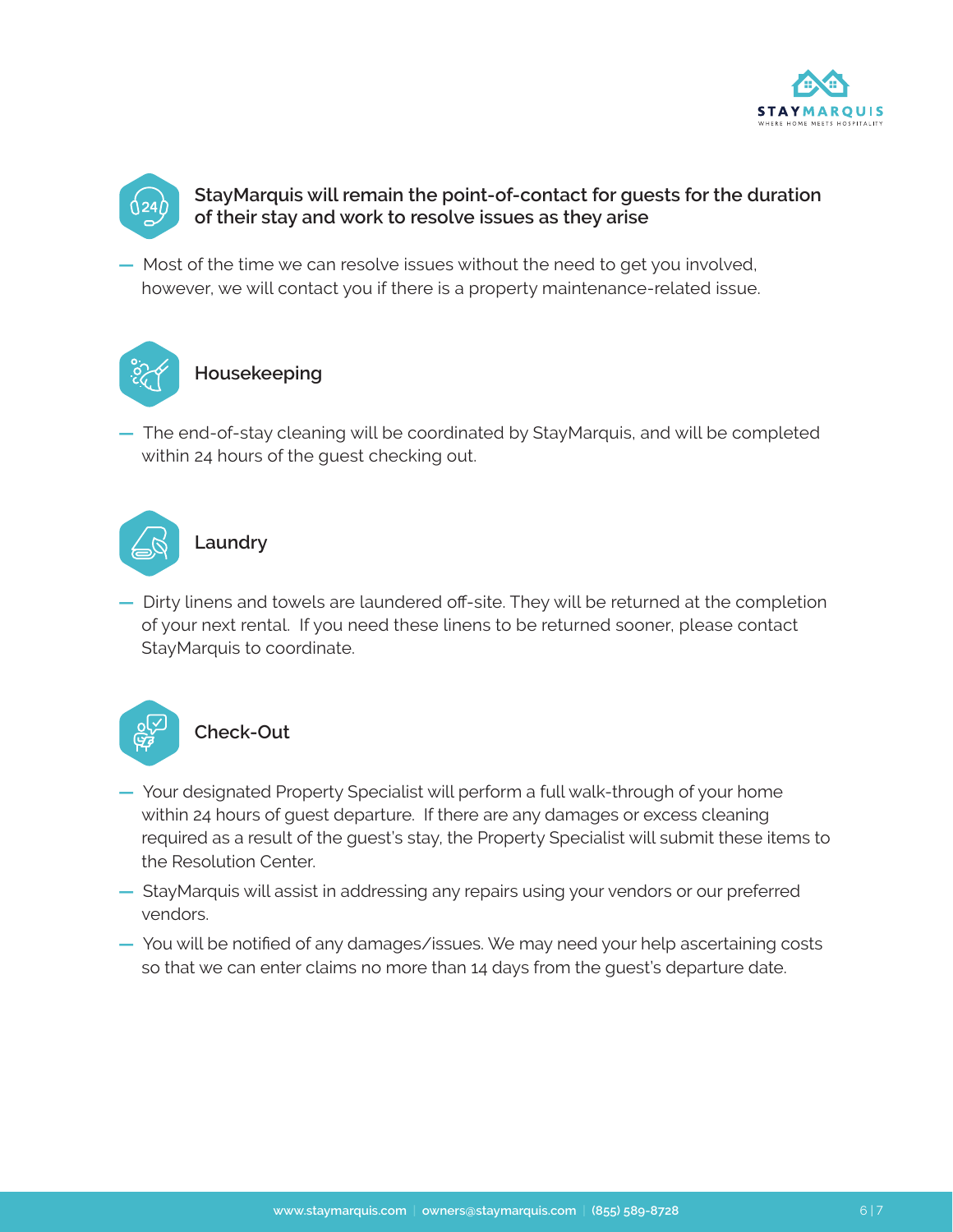## StayMarquis will remain the point-of-contact for guests for the duration of their stay and work to resolve issues as they arise

- Most of the time we can resolve issues without the need to get you involved, however, we will contact you if there is a property maintenance-related issue.

## Housekeeping

- The end-of-stay cleaning will be coordinated by StayMarquis, and will be completed within 24 hours of the guest checking out.

## Laundry

- Dirty linens and towels are laundered off-site. They will be returned at the completion of your next rental. If you need these linens to be returned sooner, please contact StayMarquis to coordinate.

## Check-Out

- Your designated Property Specialist will perform a full walk-through of your home within 24 hours of guest departure. If there are any damages or excess cleaning required as a result of the guest's stay, the Property Specialist will submit these items to the Resolution Center.
- StayMarquis will assist in addressing any repairs using your vendors or our preferred vendors.
- You will be notified of any damages/issues. We may need your help ascertaining costs so that we can enter claims no more than 14 days from the guest's departure date.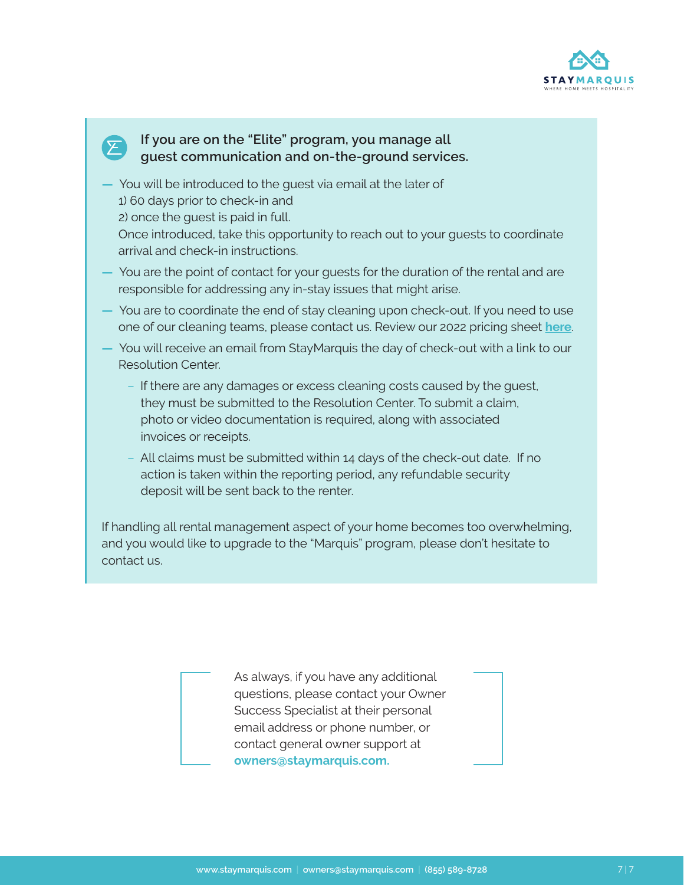### If you are on the "Elite" program, you manage all guest communication and on-the-ground services.

- You will be introduced to the guest via email at the later of
  1) 60 days prior to check-in and
  2) once the guest is paid in full.
  Once introduced, take this opportunity to reach out to your guests to coordinate arrival and check-in instructions.
- You are the point of contact for your guests for the duration of the rental and are responsible for addressing any in-stay issues that might arise.
- You are to coordinate the end of stay cleaning upon check-out. If you need to use one of our cleaning teams, please contact us. Review our 2022 pricing sheet **here**.
- You will receive an email from StayMarquis the day of check-out with a link to our Resolution Center.
  - If there are any damages or excess cleaning costs caused by the guest, they must be submitted to the Resolution Center. To submit a claim, photo or video documentation is required, along with associated invoices or receipts.
  - All claims must be submitted within 14 days of the check-out date. If no action is taken within the reporting period, any refundable security deposit will be sent back to the renter.

If handling all rental management aspect of your home becomes too overwhelming, and you would like to upgrade to the "Marquis" program, please don't hesitate to contact us.

As always, if you have any additional questions, please contact your Owner Success Specialist at their personal email address or phone number, or contact general owner support at **owners@staymarquis.com.**